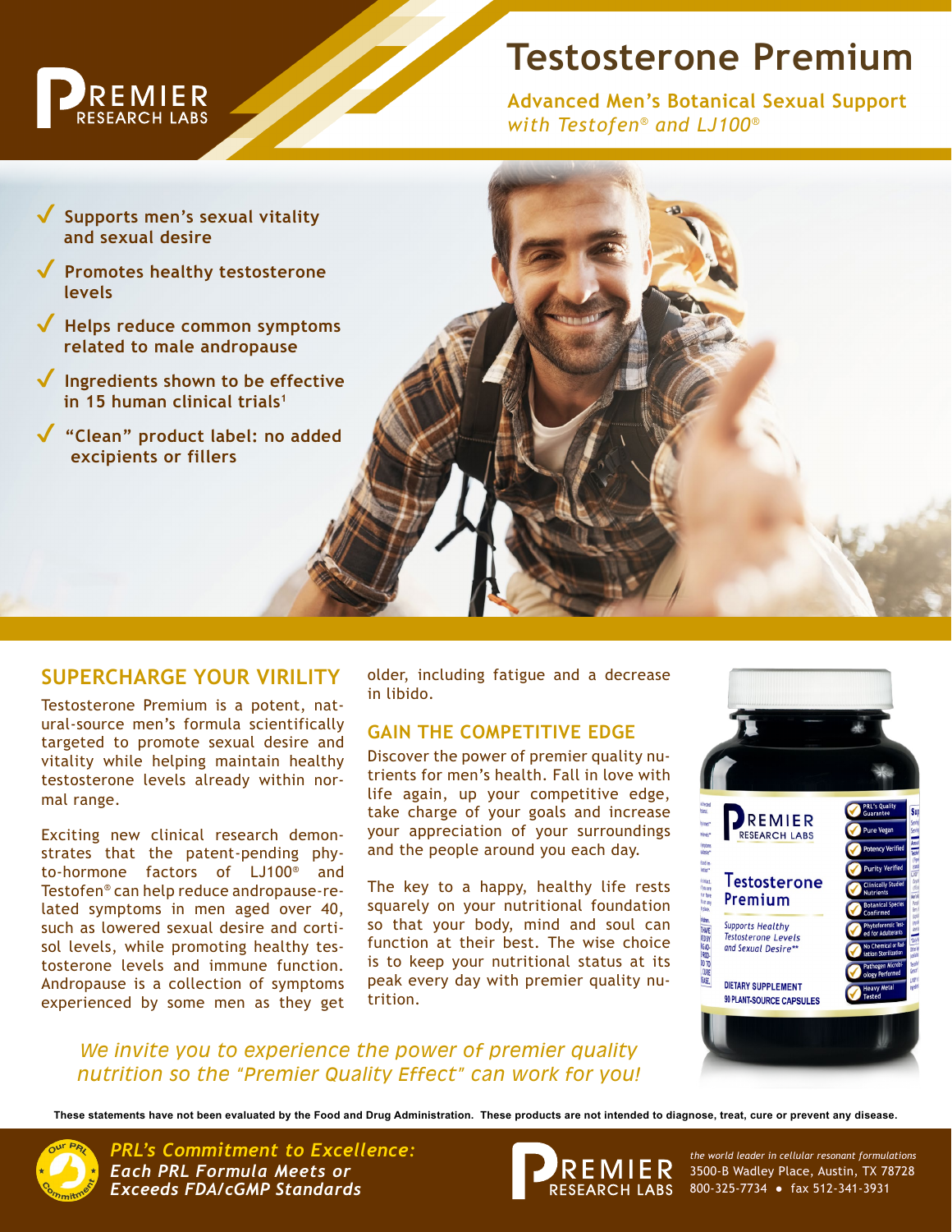PREMIER RESEARCH LABS

# Testosterone Premium

**Advanced Men's Botanical Sexual Support**
*with Testofen® and LJ100®*

- Supports men's sexual vitality and sexual desire
- Promotes healthy testosterone levels
- Helps reduce common symptoms related to male andropause
- Ingredients shown to be effective in 15 human clinical trials[1]
- "Clean" product label: no added excipients or fillers

## SUPERCHARGE YOUR VIRILITY

Testosterone Premium is a potent, natural-source men's formula scientifically targeted to promote sexual desire and vitality while helping maintain healthy testosterone levels already within normal range.

Exciting new clinical research demonstrates that the patent-pending phyto-hormone factors of LJ100® and Testofen® can help reduce andropause-related symptoms in men aged over 40, such as lowered sexual desire and cortisol levels, while promoting healthy testosterone levels and immune function. Andropause is a collection of symptoms experienced by some men as they get older, including fatigue and a decrease in libido.

## GAIN THE COMPETITIVE EDGE

Discover the power of premier quality nutrients for men's health. Fall in love with life again, up your competitive edge, take charge of your goals and increase your appreciation of your surroundings and the people around you each day.

The key to a happy, healthy life rests squarely on your nutritional foundation so that your body, mind and soul can function at their best. The wise choice is to keep your nutritional status at its peak every day with premier quality nutrition.

*We invite you to experience the power of premier quality nutrition so the "Premier Quality Effect" can work for you!*

**These statements have not been evaluated by the Food and Drug Administration. These products are not intended to diagnose, treat, cure or prevent any disease.**

***PRL's Commitment to Excellence:***
***Each PRL Formula Meets or Exceeds FDA/cGMP Standards***

PREMIER RESEARCH LABS

*the world leader in cellular resonant formulations*
3500-B Wadley Place, Austin, TX 78728
800-325-7734 • fax 512-341-3931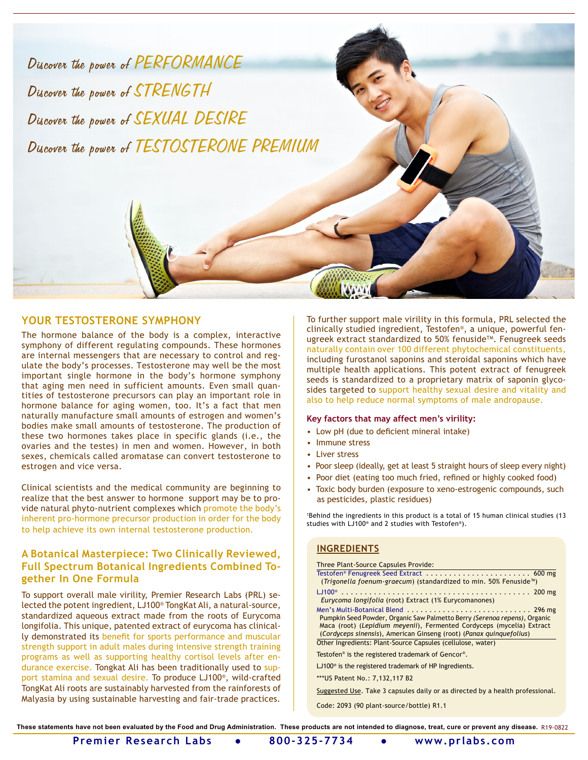Discover the power of PERFORMANCE

Discover the power of STRENGTH

Discover the power of SEXUAL DESIRE

Discover the power of TESTOSTERONE PREMIUM

## YOUR TESTOSTERONE SYMPHONY

The hormone balance of the body is a complex, interactive symphony of different regulating compounds. These hormones are internal messengers that are necessary to control and regulate the body's processes. Testosterone may well be the most important single hormone in the body's hormone symphony that aging men need in sufficient amounts. Even small quantities of testosterone precursors can play an important role in hormone balance for aging women, too. It's a fact that men naturally manufacture small amounts of estrogen and women's bodies make small amounts of testosterone. The production of these two hormones takes place in specific glands (i.e., the ovaries and the testes) in men and women. However, in both sexes, chemicals called aromatase can convert testosterone to estrogen and vice versa.

Clinical scientists and the medical community are beginning to realize that the best answer to hormone support may be to provide natural phyto-nutrient complexes which promote the body's inherent pro-hormone precursor production in order for the body to help achieve its own internal testosterone production.

## A Botanical Masterpiece: Two Clinically Reviewed, Full Spectrum Botanical Ingredients Combined Together In One Formula

To support overall male virility, Premier Research Labs (PRL) selected the potent ingredient, LJ100® TongKat Ali, a natural-source, standardized aqueous extract made from the roots of Eurycoma longifolia. This unique, patented extract of eurycoma has clinically demonstrated its benefit for sports performance and muscular strength support in adult males during intensive strength training programs as well as supporting healthy cortisol levels after endurance exercise. Tongkat Ali has been traditionally used to support stamina and sexual desire. To produce LJ100®, wild-crafted TongKat Ali roots are sustainably harvested from the rainforests of Malyasia by using sustainable harvesting and fair-trade practices.

To further support male virility in this formula, PRL selected the clinically studied ingredient, Testofen®, a unique, powerful fenugreek extract standardized to 50% fenuside™. Fenugreek seeds naturally contain over 100 different phytochemical constituents, including furostanol saponins and steroidal saponins which have multiple health applications. This potent extract of fenugreek seeds is standardized to a proprietary matrix of saponin glycosides targeted to support healthy sexual desire and vitality and also to help reduce normal symptoms of male andropause.

**Key factors that may affect men's virility:**

- Low pH (due to deficient mineral intake)
- Immune stress
- Liver stress
- Poor sleep (ideally, get at least 5 straight hours of sleep every night)
- Poor diet (eating too much fried, refined or highly cooked food)
- Toxic body burden (exposure to xeno-estrogenic compounds, such as pesticides, plastic residues)

[1]Behind the ingredients in this product is a total of 15 human clinical studies (13 studies with LJ100® and 2 studies with Testofen®).

## INGREDIENTS

Three Plant-Source Capsules Provide:

| | |
|---|---|
| Testofen® Fenugreek Seed Extract (*Trigonella foenum-graecum*) (standardized to min. 50% Fenuside™) | 600 mg |
| LJ100® *Eurycoma longifolia* (root) Extract (1% Eurycomanones) | 200 mg |
| Men's Multi-Botanical Blend: Pumpkin Seed Powder, Organic Saw Palmetto Berry *(Serenoa repens)*, Organic Maca (root) (*Lepidium meyenii*), Fermented Cordyceps (mycelia) Extract (*Cordyceps sinensis*), American Ginseng (root) (*Panax quinquefolius*) | 296 mg |

Other Ingredients: Plant-Source Capsules (cellulose, water)

Testofen® is the registered trademark of Gencor®.

LJ100® is the registered trademark of HP Ingredients.

***US Patent No.: 7,132,117 B2

Suggested Use. Take 3 capsules daily or as directed by a health professional.

Code: 2093 (90 plant-source/bottle) R1.1

**These statements have not been evaluated by the Food and Drug Administration. These products are not intended to diagnose, treat, cure or prevent any disease.** R19-0822

Premier Research Labs • 800-325-7734 • www.prlabs.com